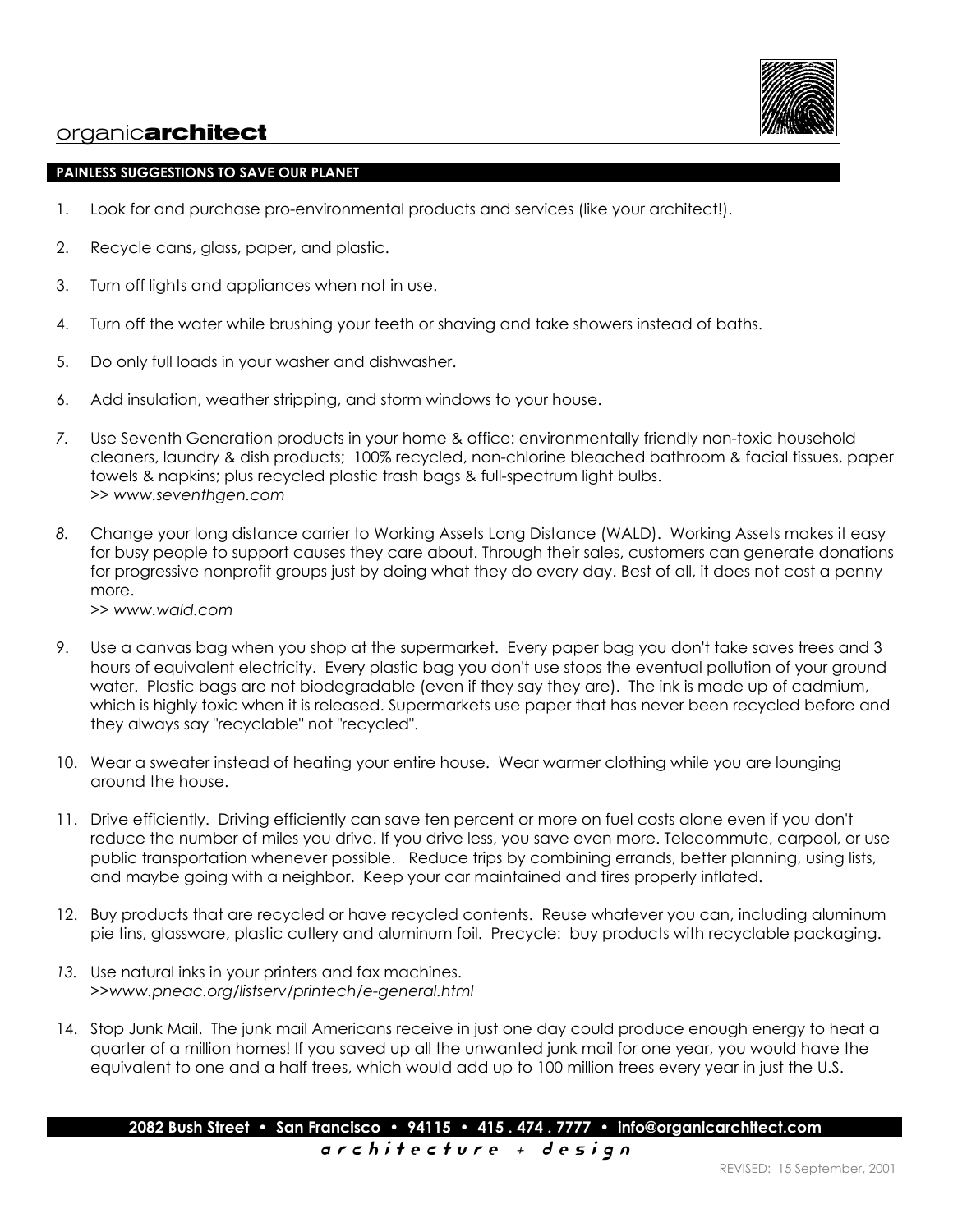organic**architect**

**PAINLESS SUGGESTIONS TO SAVE OUR PLANET**

1. Look for and purchase pro-environmental products and services (like your architect!).

2. Recycle cans, glass, paper, and plastic.

3. Turn off lights and appliances when not in use.

4. Turn off the water while brushing your teeth or shaving and take showers instead of baths.

5. Do only full loads in your washer and dishwasher.

6. Add insulation, weather stripping, and storm windows to your house.

7. Use Seventh Generation products in your home & office: environmentally friendly non-toxic household cleaners, laundry & dish products; 100% recycled, non-chlorine bleached bathroom & facial tissues, paper towels & napkins; plus recycled plastic trash bags & full-spectrum light bulbs.
   >> *www.seventhgen.com*

8. Change your long distance carrier to Working Assets Long Distance (WALD). Working Assets makes it easy for busy people to support causes they care about. Through their sales, customers can generate donations for progressive nonprofit groups just by doing what they do every day. Best of all, it does not cost a penny more.
   >> *www.wald.com*

9. Use a canvas bag when you shop at the supermarket. Every paper bag you don't take saves trees and 3 hours of equivalent electricity. Every plastic bag you don't use stops the eventual pollution of your ground water. Plastic bags are not biodegradable (even if they say they are). The ink is made up of cadmium, which is highly toxic when it is released. Supermarkets use paper that has never been recycled before and they always say "recyclable" not "recycled".

10. Wear a sweater instead of heating your entire house. Wear warmer clothing while you are lounging around the house.

11. Drive efficiently. Driving efficiently can save ten percent or more on fuel costs alone even if you don't reduce the number of miles you drive. If you drive less, you save even more. Telecommute, carpool, or use public transportation whenever possible. Reduce trips by combining errands, better planning, using lists, and maybe going with a neighbor. Keep your car maintained and tires properly inflated.

12. Buy products that are recycled or have recycled contents. Reuse whatever you can, including aluminum pie tins, glassware, plastic cutlery and aluminum foil. Precycle: buy products with recyclable packaging.

13. Use natural inks in your printers and fax machines.
    >>*www.pneac.org/listserv/printech/e-general.html*

14. Stop Junk Mail. The junk mail Americans receive in just one day could produce enough energy to heat a quarter of a million homes! If you saved up all the unwanted junk mail for one year, you would have the equivalent to one and a half trees, which would add up to 100 million trees every year in just the U.S.

**2082 Bush Street • San Francisco • 94115 • 415 . 474 . 7777 • info@organicarchitect.com**

architecture + design

REVISED: 15 September, 2001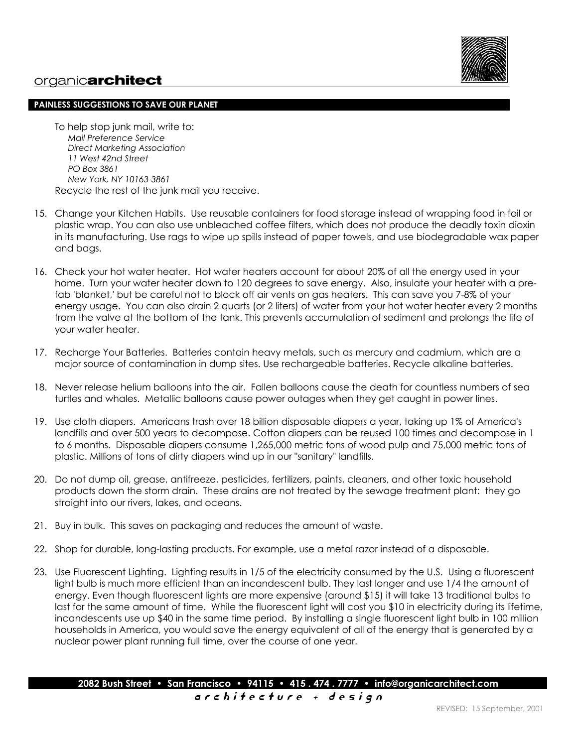organic**architect**

**PAINLESS SUGGESTIONS TO SAVE OUR PLANET**

To help stop junk mail, write to:
*Mail Preference Service*
*Direct Marketing Association*
*11 West 42nd Street*
*PO Box 3861*
*New York, NY 10163-3861*
Recycle the rest of the junk mail you receive.

15. Change your Kitchen Habits. Use reusable containers for food storage instead of wrapping food in foil or plastic wrap. You can also use unbleached coffee filters, which does not produce the deadly toxin dioxin in its manufacturing. Use rags to wipe up spills instead of paper towels, and use biodegradable wax paper and bags.

16. Check your hot water heater. Hot water heaters account for about 20% of all the energy used in your home. Turn your water heater down to 120 degrees to save energy. Also, insulate your heater with a pre-fab 'blanket,' but be careful not to block off air vents on gas heaters. This can save you 7-8% of your energy usage. You can also drain 2 quarts (or 2 liters) of water from your hot water heater every 2 months from the valve at the bottom of the tank. This prevents accumulation of sediment and prolongs the life of your water heater.

17. Recharge Your Batteries. Batteries contain heavy metals, such as mercury and cadmium, which are a major source of contamination in dump sites. Use rechargeable batteries. Recycle alkaline batteries.

18. Never release helium balloons into the air. Fallen balloons cause the death for countless numbers of sea turtles and whales. Metallic balloons cause power outages when they get caught in power lines.

19. Use cloth diapers. Americans trash over 18 billion disposable diapers a year, taking up 1% of America's landfills and over 500 years to decompose. Cotton diapers can be reused 100 times and decompose in 1 to 6 months. Disposable diapers consume 1,265,000 metric tons of wood pulp and 75,000 metric tons of plastic. Millions of tons of dirty diapers wind up in our "sanitary" landfills.

20. Do not dump oil, grease, antifreeze, pesticides, fertilizers, paints, cleaners, and other toxic household products down the storm drain. These drains are not treated by the sewage treatment plant: they go straight into our rivers, lakes, and oceans.

21. Buy in bulk. This saves on packaging and reduces the amount of waste.

22. Shop for durable, long-lasting products. For example, use a metal razor instead of a disposable.

23. Use Fluorescent Lighting. Lighting results in 1/5 of the electricity consumed by the U.S. Using a fluorescent light bulb is much more efficient than an incandescent bulb. They last longer and use 1/4 the amount of energy. Even though fluorescent lights are more expensive (around $15) it will take 13 traditional bulbs to last for the same amount of time. While the fluorescent light will cost you $10 in electricity during its lifetime, incandescents use up $40 in the same time period. By installing a single fluorescent light bulb in 100 million households in America, you would save the energy equivalent of all of the energy that is generated by a nuclear power plant running full time, over the course of one year.

**2082 Bush Street • San Francisco • 94115 • 415 . 474 . 7777 • info@organicarchitect.com**

architecture + design

REVISED: 15 September, 2001